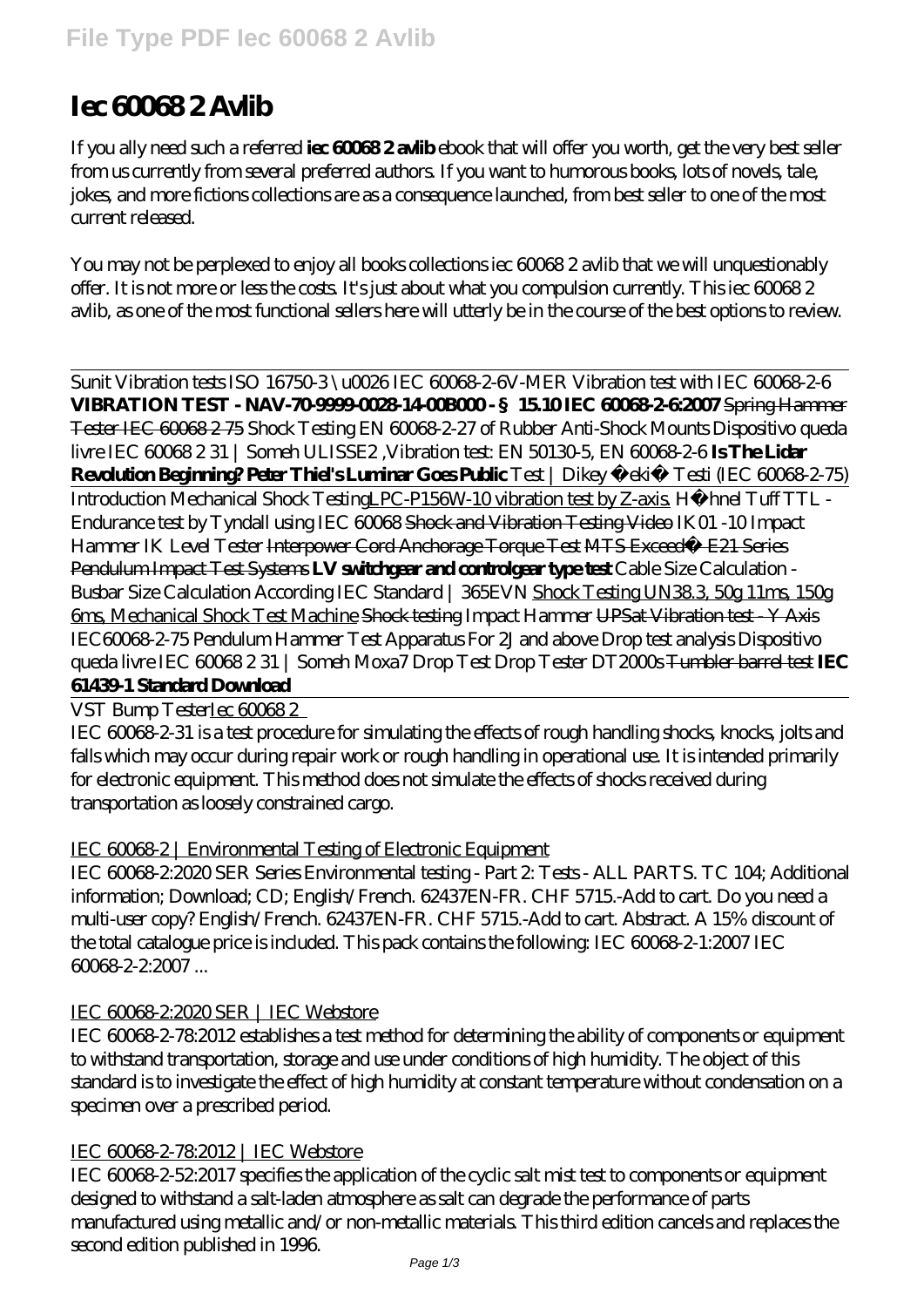# Iec 60068 2 Avlib

If you ally need such a referred **iec 60068 2 avlib** ebook that will offer you worth, get the very best seller from us currently from several preferred authors. If you want to humorous books, lots of novels, tale, jokes, and more fictions collections are as a consequence launched, from best seller to one of the most current released.

You may not be perplexed to enjoy all books collections iec 60068 2 avlib that we will unquestionably offer. It is not more or less the costs. It's just about what you compulsion currently. This iec 60068 2 avlib, as one of the most functional sellers here will utterly be in the course of the best options to review.

Sunit Vibration tests ISO 16750-3 \u0026 IEC 60068-2-6 *V-MER Vibration test with IEC 60068-2-6* **VIBRATION TEST - NAV-70-9999-0028-14-00B000 - § 15.10 IEC 60068-2-6:2007** ~~Spring Hammer Tester IEC 60068 2 75~~ *Shock Testing EN 60068-2-27 of Rubber Anti-Shock Mounts* *Dispositivo queda livre IEC 60068 2 31 | Someh* *ULISSE2 ,Vibration test: EN 50130-5, EN 60068-2-6* **Is The Lidar Revolution Beginning? Peter Thiel's Luminar Goes Public** *Test | Dikey Çekiç Testi (IEC 60068-2-75)* Introduction Mechanical Shock Testing LPC-P156W-10 vibration test by Z-axis. *Hähnel Tuff TTL - Endurance test by Tyndall using IEC 60068* ~~Shock and Vibration Testing Video~~ *IK01 -10 Impact Hammer IK Level Tester* ~~Interpower Cord Anchorage Torque Test~~ ~~MTS Exceed® E21 Series Pendulum Impact Test Systems~~ **LV switchgear and controlgear type test** *Cable Size Calculation - Busbar Size Calculation According IEC Standard | 365EVN* Shock Testing UN38.3, 50g 11ms, 150g 6ms, Mechanical Shock Test Machine ~~Shock testing~~ *Impact Hammer* ~~UPSat Vibration test - Y Axis~~ *IEC60068-2-75 Pendulum Hammer Test Apparatus For 2J and above* *Drop test analysis* *Dispositivo queda livre IEC 60068 2 31 | Someh* *Moxa7 Drop Test* *Drop Tester DT2000s* ~~Tumbler barrel test~~ **IEC 61439-1 Standard Download**

VST Bump Tester Iec 60068 2

IEC 60068-2-31 is a test procedure for simulating the effects of rough handling shocks, knocks, jolts and falls which may occur during repair work or rough handling in operational use. It is intended primarily for electronic equipment. This method does not simulate the effects of shocks received during transportation as loosely constrained cargo.

IEC 60068-2 | Environmental Testing of Electronic Equipment

IEC 60068-2:2020 SER Series Environmental testing - Part 2: Tests - ALL PARTS. TC 104; Additional information; Download; CD; English/French. 62437EN-FR. CHF 5715.-Add to cart. Do you need a multi-user copy? English/French. 62437EN-FR. CHF 5715.-Add to cart. Abstract. A 15% discount of the total catalogue price is included. This pack contains the following: IEC 60068-2-1:2007 IEC 60068-2-2:2007 ...

IEC 60068-2:2020 SER | IEC Webstore

IEC 60068-2-78:2012 establishes a test method for determining the ability of components or equipment to withstand transportation, storage and use under conditions of high humidity. The object of this standard is to investigate the effect of high humidity at constant temperature without condensation on a specimen over a prescribed period.

IEC 60068-2-78:2012 | IEC Webstore

IEC 60068-2-52:2017 specifies the application of the cyclic salt mist test to components or equipment designed to withstand a salt-laden atmosphere as salt can degrade the performance of parts manufactured using metallic and/or non-metallic materials. This third edition cancels and replaces the second edition published in 1996.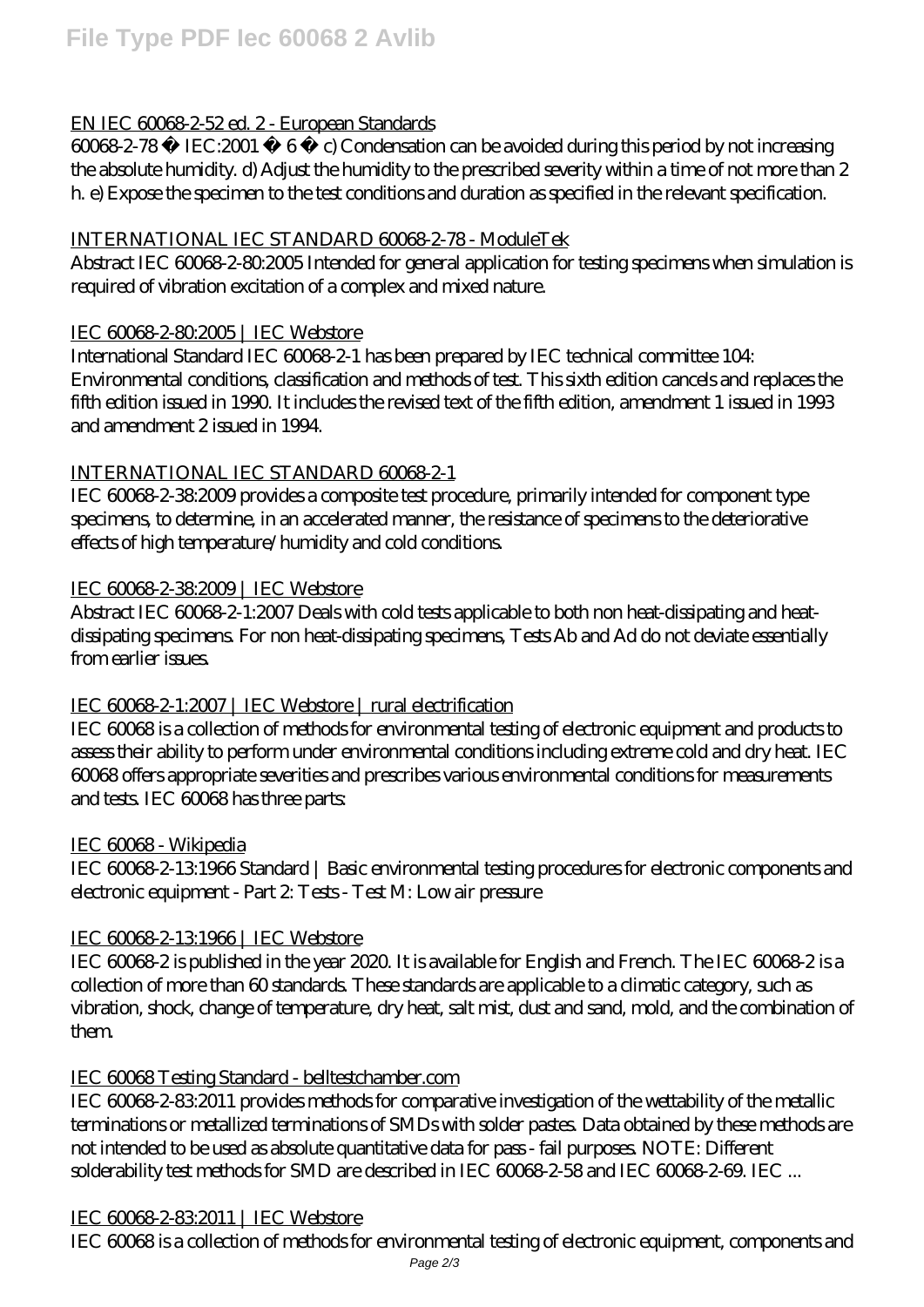EN IEC 60068-2-52 ed. 2 - European Standards

60068-2-78 © IEC:2001 – 6 – c) Condensation can be avoided during this period by not increasing the absolute humidity. d) Adjust the humidity to the prescribed severity within a time of not more than 2 h. e) Expose the specimen to the test conditions and duration as specified in the relevant specification.

INTERNATIONAL IEC STANDARD 60068-2-78 - ModuleTek

Abstract IEC 60068-2-80:2005 Intended for general application for testing specimens when simulation is required of vibration excitation of a complex and mixed nature.

IEC 60068-2-80:2005 | IEC Webstore

International Standard IEC 60068-2-1 has been prepared by IEC technical committee 104: Environmental conditions, classification and methods of test. This sixth edition cancels and replaces the fifth edition issued in 1990. It includes the revised text of the fifth edition, amendment 1 issued in 1993 and amendment 2 issued in 1994.

INTERNATIONAL IEC STANDARD 60068-2-1

IEC 60068-2-38:2009 provides a composite test procedure, primarily intended for component type specimens, to determine, in an accelerated manner, the resistance of specimens to the deteriorative effects of high temperature/humidity and cold conditions.

IEC 60068-2-38:2009 | IEC Webstore

Abstract IEC 60068-2-1:2007 Deals with cold tests applicable to both non heat-dissipating and heat-dissipating specimens. For non heat-dissipating specimens, Tests Ab and Ad do not deviate essentially from earlier issues.

IEC 60068-2-1:2007 | IEC Webstore | rural electrification

IEC 60068 is a collection of methods for environmental testing of electronic equipment and products to assess their ability to perform under environmental conditions including extreme cold and dry heat. IEC 60068 offers appropriate severities and prescribes various environmental conditions for measurements and tests. IEC 60068 has three parts:

IEC 60068 - Wikipedia

IEC 60068-2-13:1966 Standard | Basic environmental testing procedures for electronic components and electronic equipment - Part 2: Tests - Test M: Low air pressure

IEC 60068-2-13:1966 | IEC Webstore

IEC 60068-2 is published in the year 2020. It is available for English and French. The IEC 60068-2 is a collection of more than 60 standards. These standards are applicable to a climatic category, such as vibration, shock, change of temperature, dry heat, salt mist, dust and sand, mold, and the combination of them.

IEC 60068 Testing Standard - belltestchamber.com

IEC 60068-2-83:2011 provides methods for comparative investigation of the wettability of the metallic terminations or metallized terminations of SMDs with solder pastes. Data obtained by these methods are not intended to be used as absolute quantitative data for pass - fail purposes. NOTE: Different solderability test methods for SMD are described in IEC 60068-2-58 and IEC 60068-2-69. IEC ...

IEC 60068-2-83:2011 | IEC Webstore

IEC 60068 is a collection of methods for environmental testing of electronic equipment, components and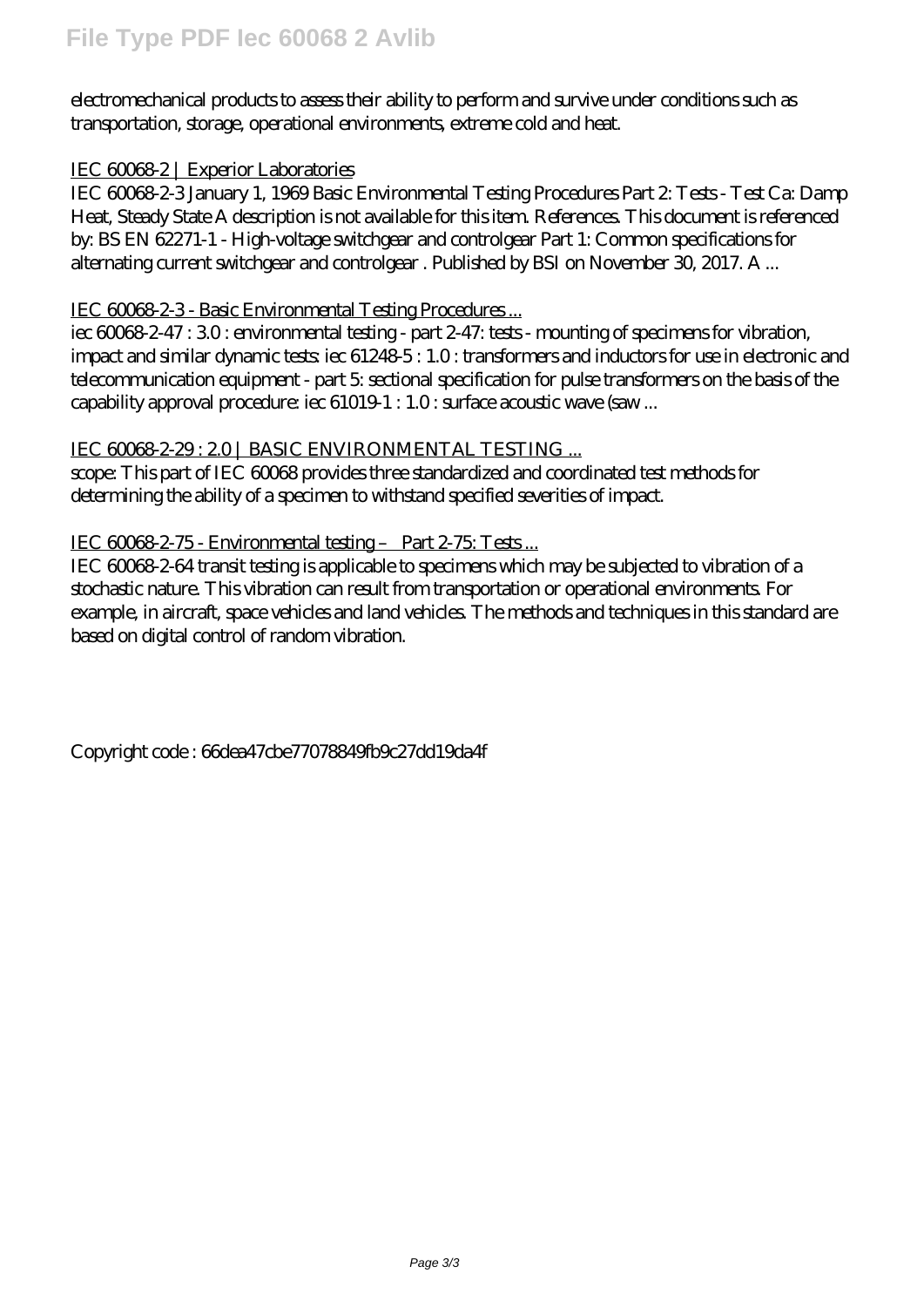electromechanical products to assess their ability to perform and survive under conditions such as transportation, storage, operational environments, extreme cold and heat.

IEC 60068-2 | Experior Laboratories

IEC 60068-2-3 January 1, 1969 Basic Environmental Testing Procedures Part 2: Tests - Test Ca: Damp Heat, Steady State A description is not available for this item. References. This document is referenced by: BS EN 62271-1 - High-voltage switchgear and controlgear Part 1: Common specifications for alternating current switchgear and controlgear . Published by BSI on November 30, 2017. A ...

IEC 60068-2-3 - Basic Environmental Testing Procedures ...

iec 60068-2-47 : 3.0 : environmental testing - part 2-47: tests - mounting of specimens for vibration, impact and similar dynamic tests: iec 61248-5 : 1.0 : transformers and inductors for use in electronic and telecommunication equipment - part 5: sectional specification for pulse transformers on the basis of the capability approval procedure: iec 61019-1 : 1.0 : surface acoustic wave (saw ...

IEC 60068-2-29 : 2.0 | BASIC ENVIRONMENTAL TESTING ...

scope: This part of IEC 60068 provides three standardized and coordinated test methods for determining the ability of a specimen to withstand specified severities of impact.

IEC 60068-2-75 - Environmental testing – Part 2-75: Tests ...

IEC 60068-2-64 transit testing is applicable to specimens which may be subjected to vibration of a stochastic nature. This vibration can result from transportation or operational environments. For example, in aircraft, space vehicles and land vehicles. The methods and techniques in this standard are based on digital control of random vibration.

Copyright code : 66dea47cbe77078849fb9c27dd19da4f